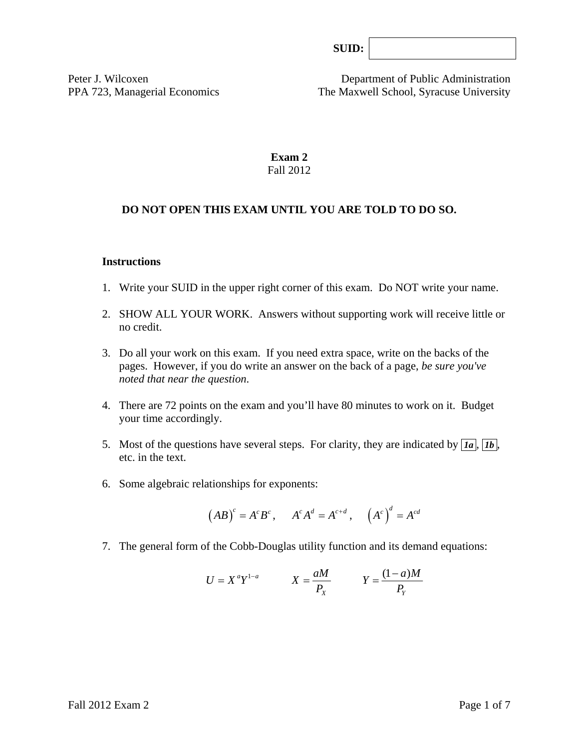SUID:

Peter J. Wilcoxen
PPA 723, Managerial Economics

Department of Public Administration
The Maxwell School, Syracuse University

# Exam 2

Fall 2012

**DO NOT OPEN THIS EXAM UNTIL YOU ARE TOLD TO DO SO.**

**Instructions**

1. Write your SUID in the upper right corner of this exam. Do NOT write your name.

2. SHOW ALL YOUR WORK. Answers without supporting work will receive little or no credit.

3. Do all your work on this exam. If you need extra space, write on the backs of the pages. However, if you do write an answer on the back of a page, *be sure you've noted that near the question*.

4. There are 72 points on the exam and you'll have 80 minutes to work on it. Budget your time accordingly.

5. Most of the questions have several steps. For clarity, they are indicated by **1a**, **1b**, etc. in the text.

6. Some algebraic relationships for exponents:

$$\left(AB\right)^c = A^c B^c, \quad A^c A^d = A^{c+d}, \quad \left(A^c\right)^d = A^{cd}$$

7. The general form of the Cobb-Douglas utility function and its demand equations:

$$U = X^a Y^{1-a} \qquad X = \frac{aM}{P_X} \qquad Y = \frac{(1-a)M}{P_Y}$$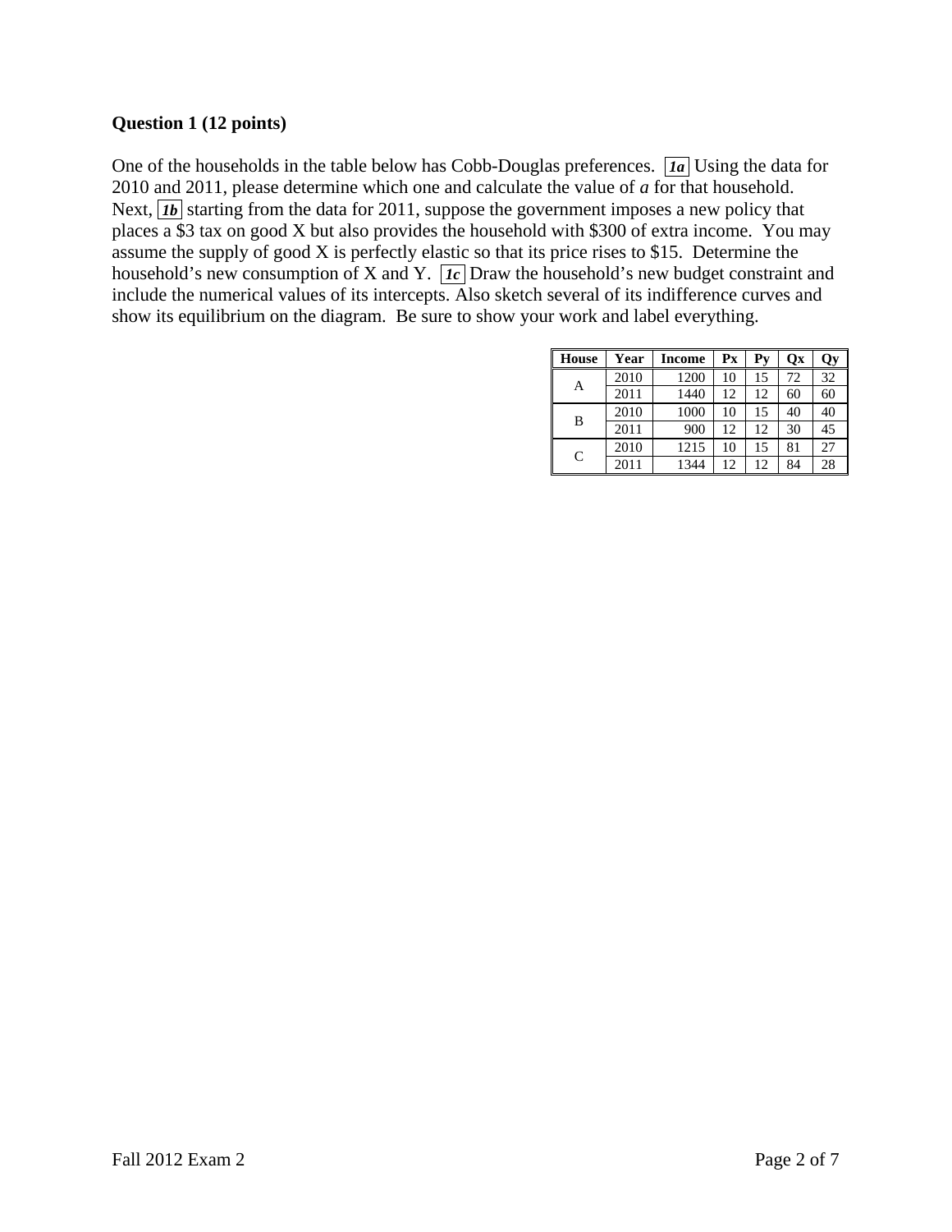### Question 1 (12 points)

One of the households in the table below has Cobb-Douglas preferences. **_1a_** Using the data for 2010 and 2011, please determine which one and calculate the value of *a* for that household. Next, **_1b_** starting from the data for 2011, suppose the government imposes a new policy that places a $3 tax on good X but also provides the household with $300 of extra income. You may assume the supply of good X is perfectly elastic so that its price rises to $15. Determine the household's new consumption of X and Y. **_1c_** Draw the household's new budget constraint and include the numerical values of its intercepts. Also sketch several of its indifference curves and show its equilibrium on the diagram. Be sure to show your work and label everything.

| House | Year | Income | Px | Py | Qx | Qy |
|---|---|---|---|---|---|---|
| A | 2010 | 1200 | 10 | 15 | 72 | 32 |
| | 2011 | 1440 | 12 | 12 | 60 | 60 |
| B | 2010 | 1000 | 10 | 15 | 40 | 40 |
| | 2011 | 900 | 12 | 12 | 30 | 45 |
| C | 2010 | 1215 | 10 | 15 | 81 | 27 |
| | 2011 | 1344 | 12 | 12 | 84 | 28 |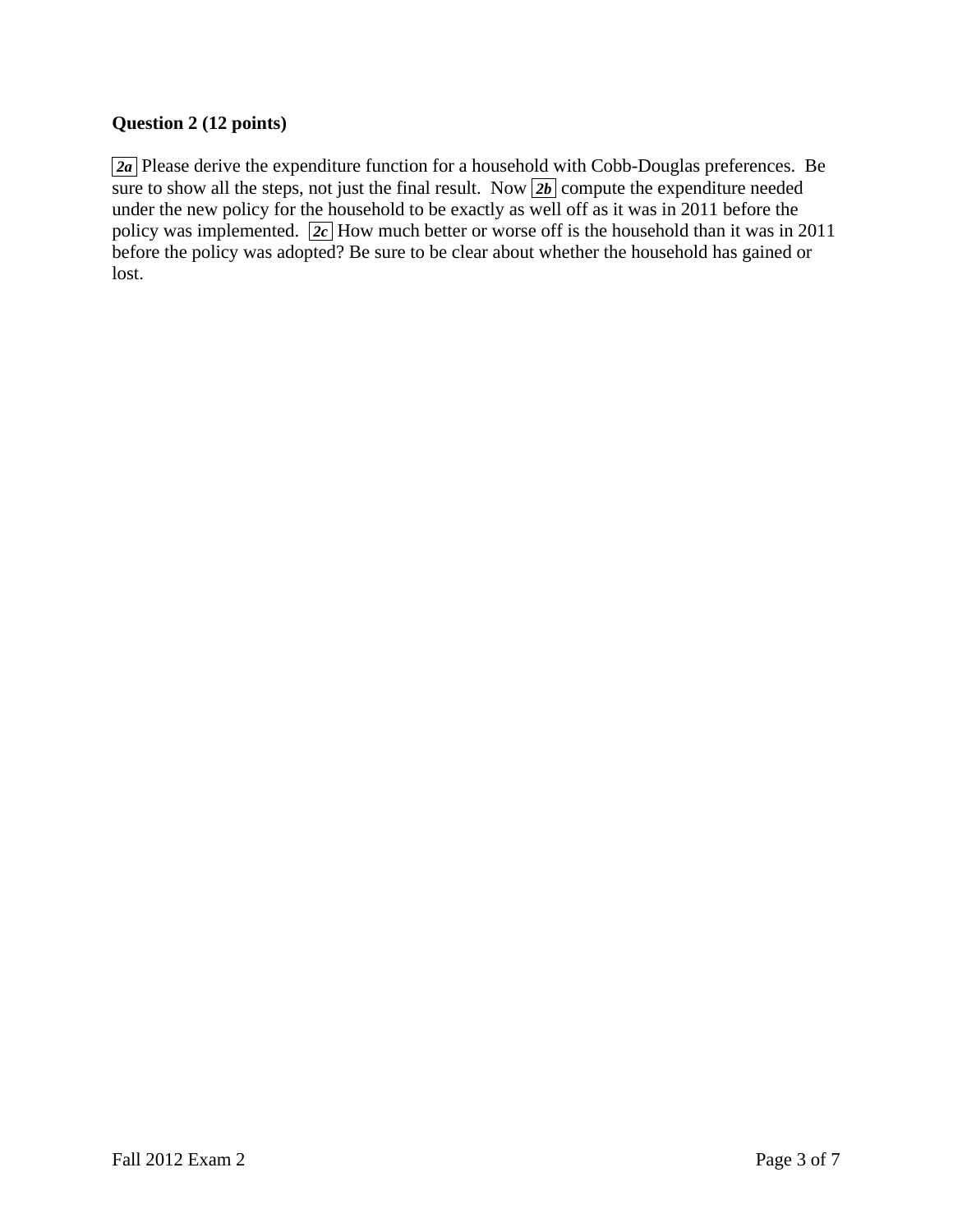**Question 2 (12 points)**

**_2a_** Please derive the expenditure function for a household with Cobb-Douglas preferences. Be sure to show all the steps, not just the final result. Now **_2b_** compute the expenditure needed under the new policy for the household to be exactly as well off as it was in 2011 before the policy was implemented. **_2c_** How much better or worse off is the household than it was in 2011 before the policy was adopted? Be sure to be clear about whether the household has gained or lost.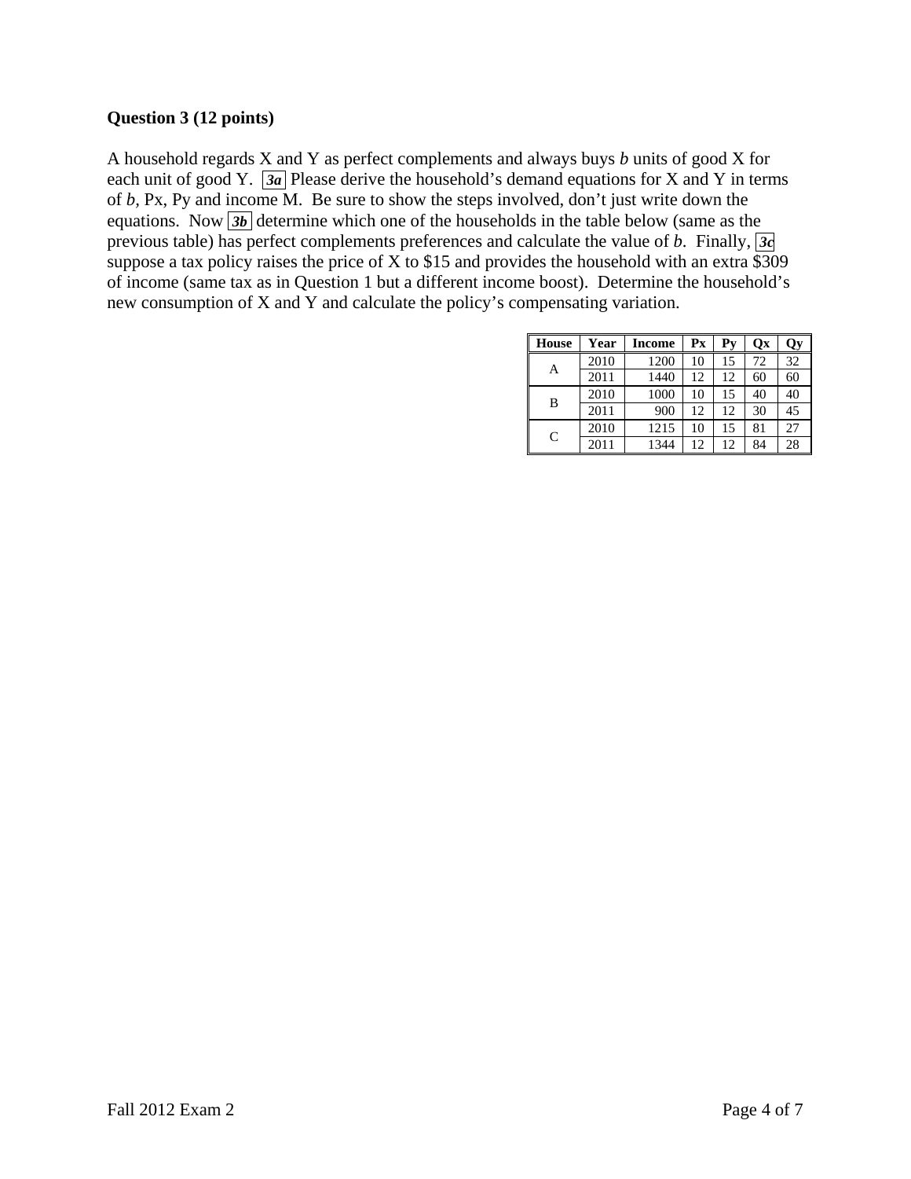**Question 3 (12 points)**

A household regards X and Y as perfect complements and always buys *b* units of good X for each unit of good Y. ***3a*** Please derive the household's demand equations for X and Y in terms of *b*, Px, Py and income M. Be sure to show the steps involved, don't just write down the equations. Now ***3b*** determine which one of the households in the table below (same as the previous table) has perfect complements preferences and calculate the value of *b*. Finally, ***3c*** suppose a tax policy raises the price of X to $15 and provides the household with an extra $309 of income (same tax as in Question 1 but a different income boost). Determine the household's new consumption of X and Y and calculate the policy's compensating variation.

| House | Year | Income | Px | Py | Qx | Qy |
|---|---|---|---|---|---|---|
| A | 2010 | 1200 | 10 | 15 | 72 | 32 |
| | 2011 | 1440 | 12 | 12 | 60 | 60 |
| B | 2010 | 1000 | 10 | 15 | 40 | 40 |
| | 2011 | 900 | 12 | 12 | 30 | 45 |
| C | 2010 | 1215 | 10 | 15 | 81 | 27 |
| | 2011 | 1344 | 12 | 12 | 84 | 28 |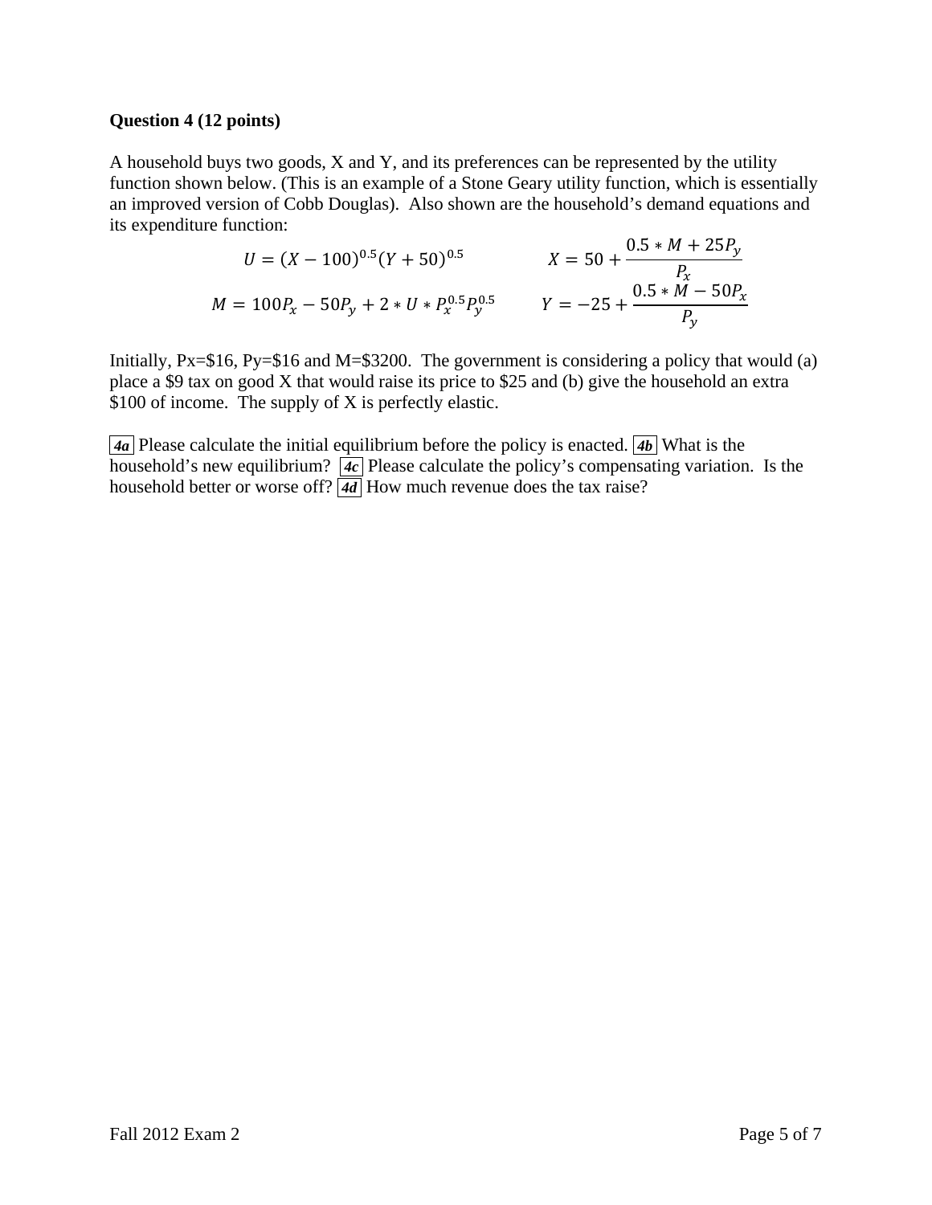**Question 4 (12 points)**

A household buys two goods, X and Y, and its preferences can be represented by the utility function shown below. (This is an example of a Stone Geary utility function, which is essentially an improved version of Cobb Douglas). Also shown are the household's demand equations and its expenditure function:

$$U = (X - 100)^{0.5}(Y + 50)^{0.5} \qquad X = 50 + \frac{0.5 * M + 25P_y}{P_x}$$

$$M = 100P_x - 50P_y + 2 * U * P_x^{0.5}P_y^{0.5} \qquad Y = -25 + \frac{0.5 * M - 50P_x}{P_y}$$

Initially, Px=\$16, Py=\$16 and M=\$3200. The government is considering a policy that would (a) place a \$9 tax on good X that would raise its price to \$25 and (b) give the household an extra \$100 of income. The supply of X is perfectly elastic.

**4a** Please calculate the initial equilibrium before the policy is enacted. **4b** What is the household's new equilibrium? **4c** Please calculate the policy's compensating variation. Is the household better or worse off? **4d** How much revenue does the tax raise?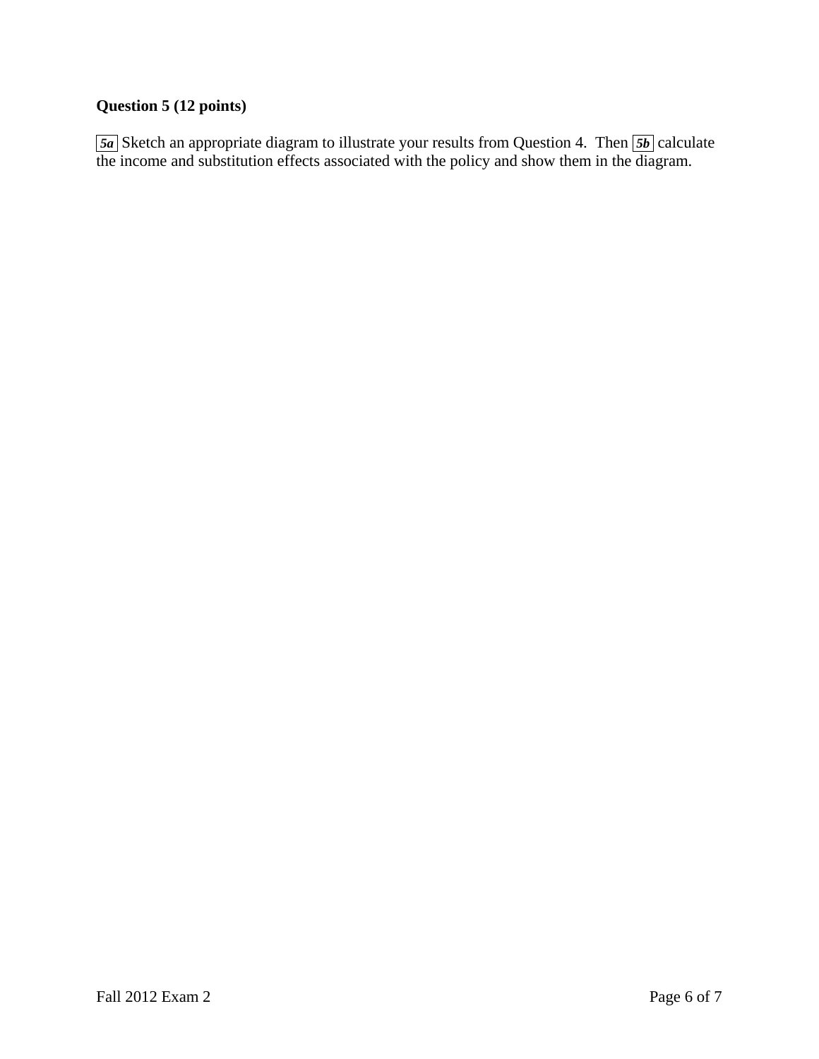**Question 5 (12 points)**

*5a* Sketch an appropriate diagram to illustrate your results from Question 4. Then *5b* calculate the income and substitution effects associated with the policy and show them in the diagram.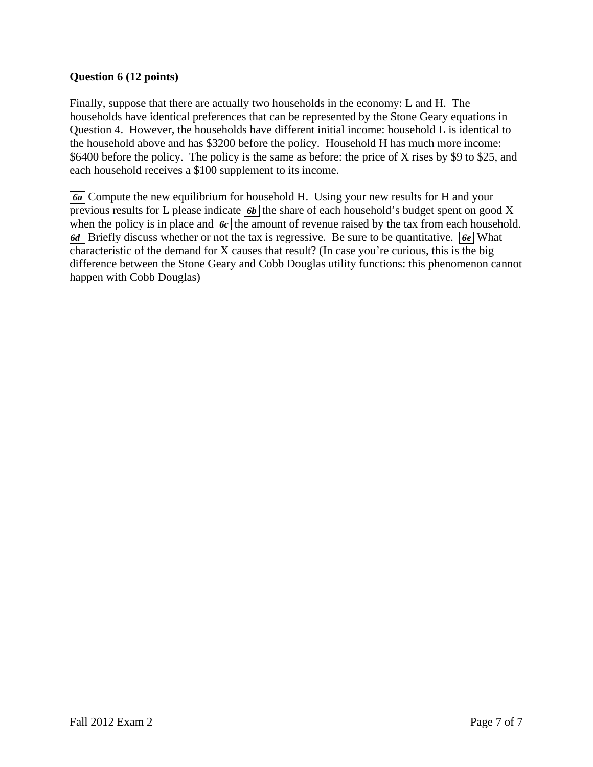**Question 6 (12 points)**

Finally, suppose that there are actually two households in the economy: L and H. The households have identical preferences that can be represented by the Stone Geary equations in Question 4. However, the households have different initial income: household L is identical to the household above and has $3200 before the policy. Household H has much more income: $6400 before the policy. The policy is the same as before: the price of X rises by $9 to $25, and each household receives a $100 supplement to its income.

*6a* Compute the new equilibrium for household H. Using your new results for H and your previous results for L please indicate *6b* the share of each household's budget spent on good X when the policy is in place and *6c* the amount of revenue raised by the tax from each household. *6d* Briefly discuss whether or not the tax is regressive. Be sure to be quantitative. *6e* What characteristic of the demand for X causes that result? (In case you're curious, this is the big difference between the Stone Geary and Cobb Douglas utility functions: this phenomenon cannot happen with Cobb Douglas)